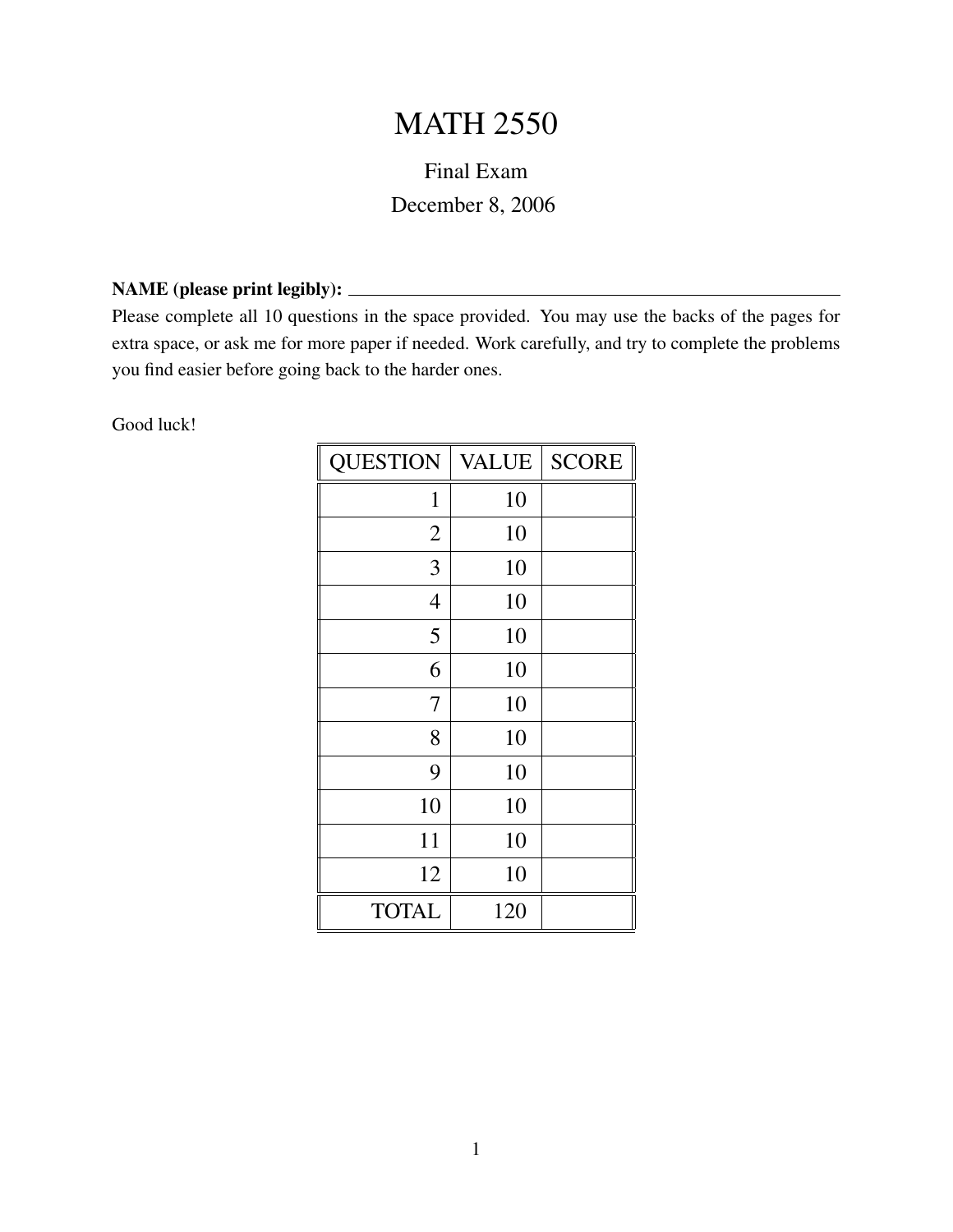# MATH 2550

## Final Exam

## December 8, 2006

**NAME (please print legibly):** \_\_\_\_\_\_\_\_\_\_\_\_\_\_\_\_\_\_\_\_\_\_\_\_\_\_\_\_\_\_\_\_\_\_\_\_\_\_\_\_\_\_\_\_

Please complete all 10 questions in the space provided. You may use the backs of the pages for extra space, or ask me for more paper if needed. Work carefully, and try to complete the problems you find easier before going back to the harder ones.

Good luck!

| QUESTION | VALUE | SCORE |
|---:|---:|---|
| 1 | 10 | |
| 2 | 10 | |
| 3 | 10 | |
| 4 | 10 | |
| 5 | 10 | |
| 6 | 10 | |
| 7 | 10 | |
| 8 | 10 | |
| 9 | 10 | |
| 10 | 10 | |
| 11 | 10 | |
| 12 | 10 | |
| TOTAL | 120 | |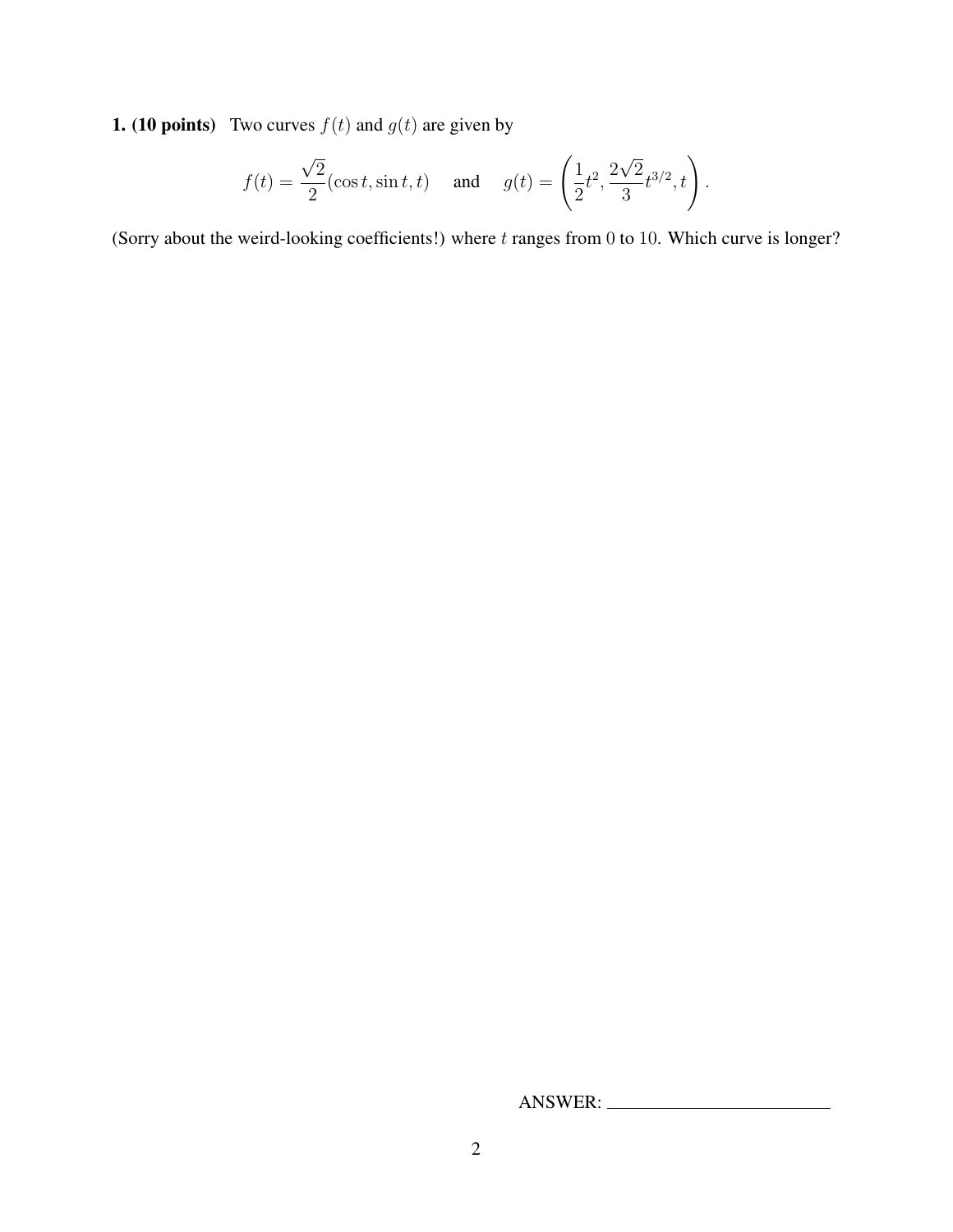**1. (10 points)** Two curves $f(t)$ and $g(t)$ are given by

$$f(t) = \frac{\sqrt{2}}{2}(\cos t, \sin t, t) \quad \text{and} \quad g(t) = \left(\frac{1}{2}t^2, \frac{2\sqrt{2}}{3}t^{3/2}, t\right).$$

(Sorry about the weird-looking coefficients!) where $t$ ranges from $0$ to $10$. Which curve is longer?

ANSWER: ________________________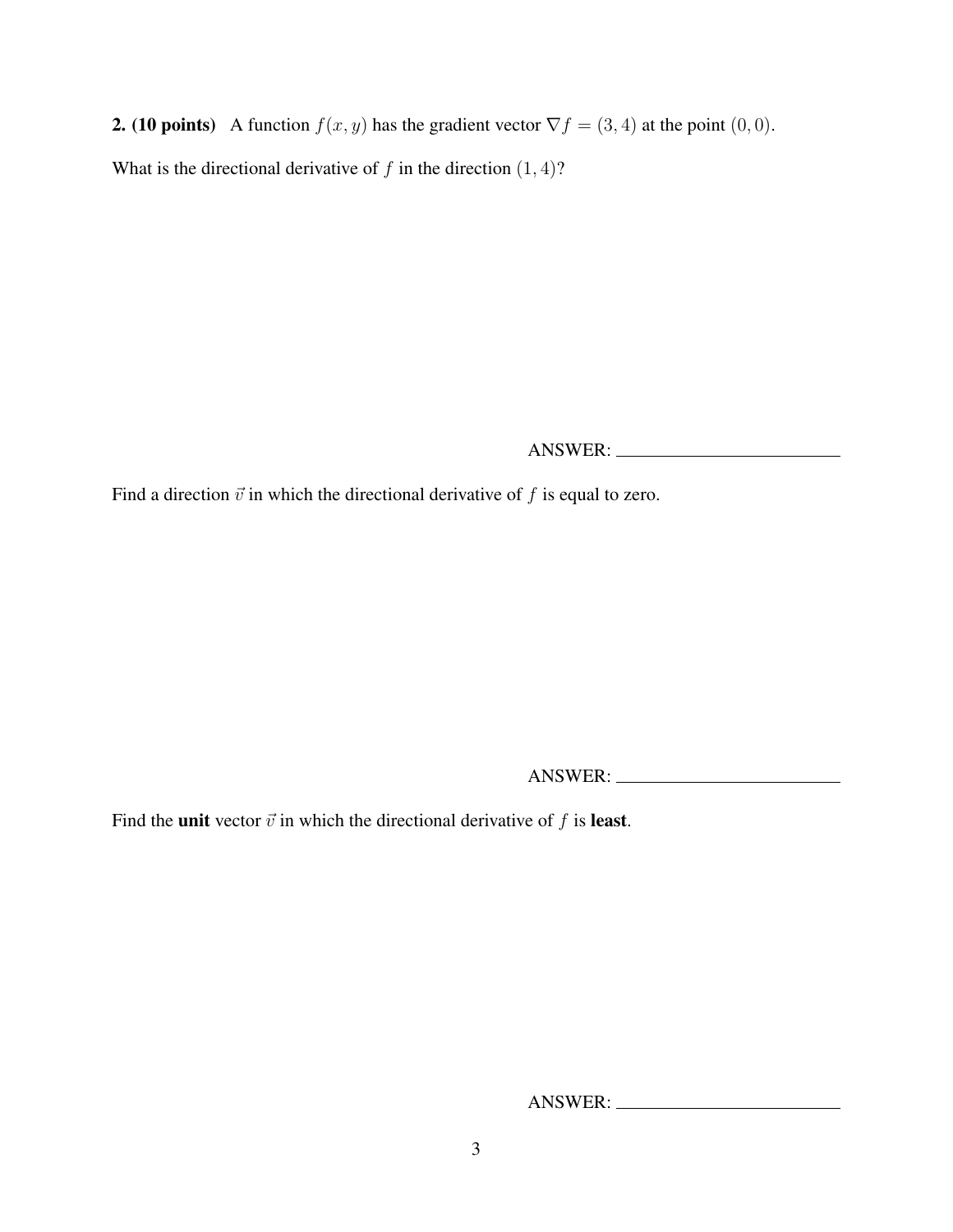**2. (10 points)** A function $f(x, y)$ has the gradient vector $\nabla f = (3, 4)$ at the point $(0, 0)$.

What is the directional derivative of $f$ in the direction $(1, 4)$?

ANSWER: ________________________

Find a direction $\vec{v}$ in which the directional derivative of $f$ is equal to zero.

ANSWER: ________________________

Find the **unit** vector $\vec{v}$ in which the directional derivative of $f$ is **least**.

ANSWER: ________________________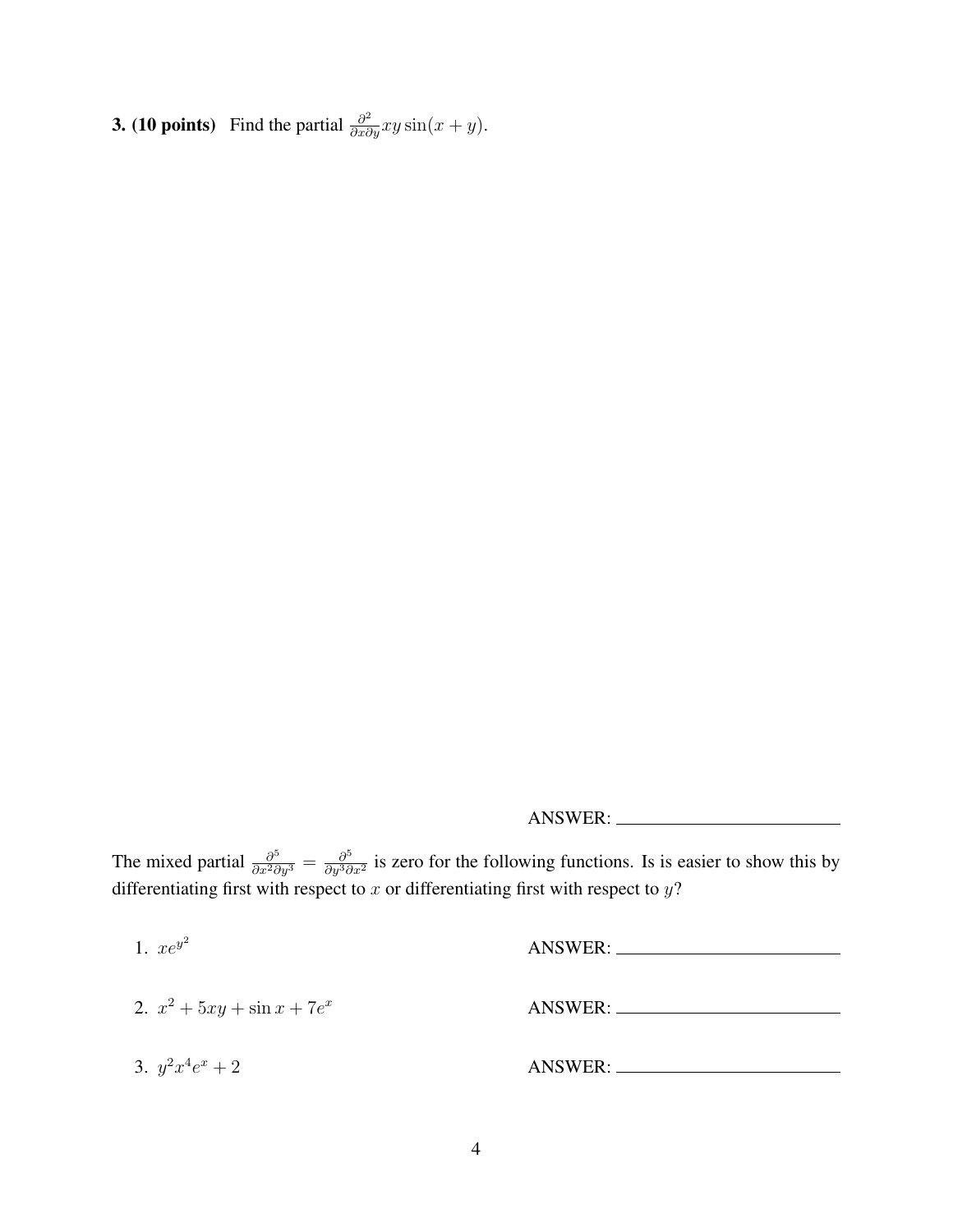**3. (10 points)** Find the partial $\frac{\partial^2}{\partial x \partial y} xy \sin(x + y)$.

ANSWER: ____________________

The mixed partial $\frac{\partial^5}{\partial x^2 \partial y^3} = \frac{\partial^5}{\partial y^3 \partial x^2}$ is zero for the following functions. Is is easier to show this by differentiating first with respect to $x$ or differentiating first with respect to $y$?

1. $xe^{y^2}$ ANSWER: ____________________

2. $x^2 + 5xy + \sin x + 7e^x$ ANSWER: ____________________

3. $y^2 x^4 e^x + 2$ ANSWER: ____________________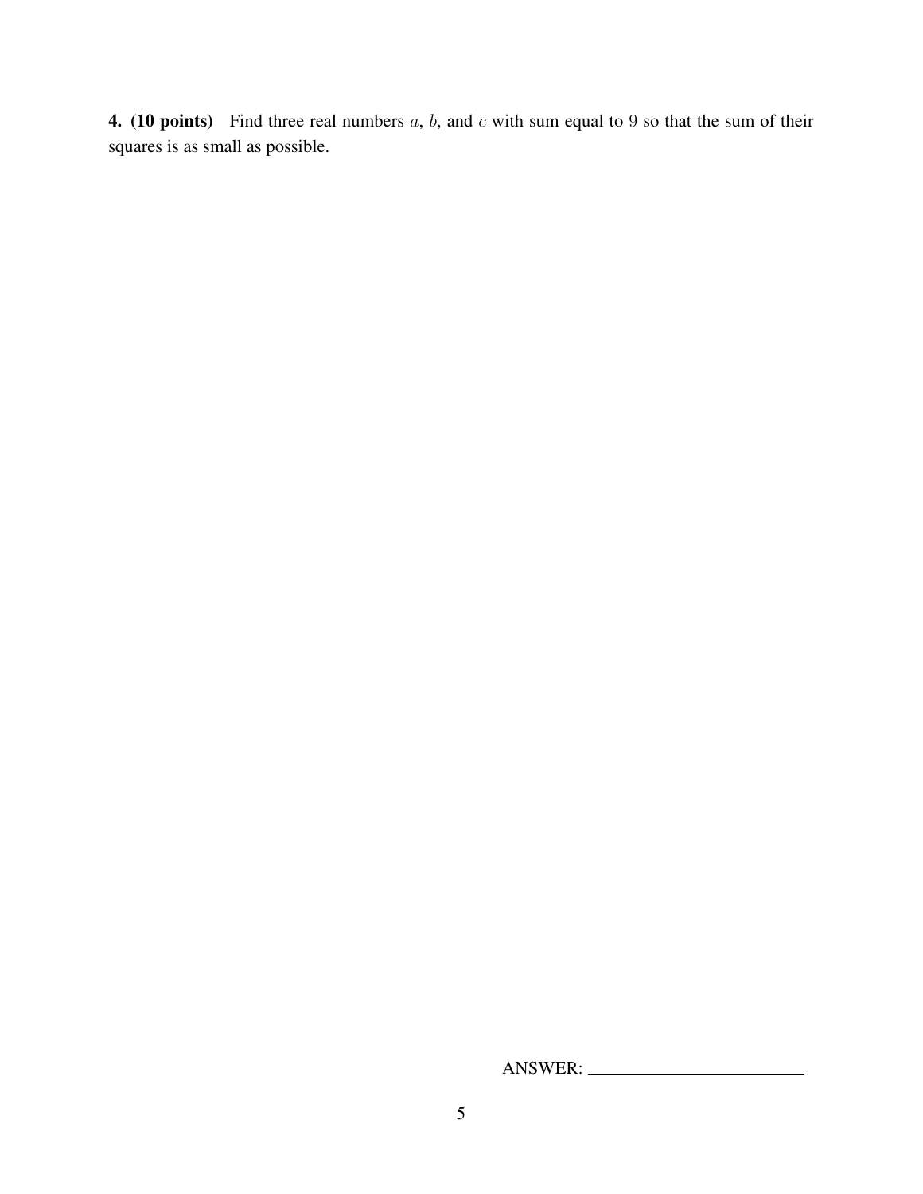**4. (10 points)** Find three real numbers $a$, $b$, and $c$ with sum equal to $9$ so that the sum of their squares is as small as possible.

ANSWER: \_\_\_\_\_\_\_\_\_\_\_\_\_\_\_\_\_\_\_\_\_\_\_\_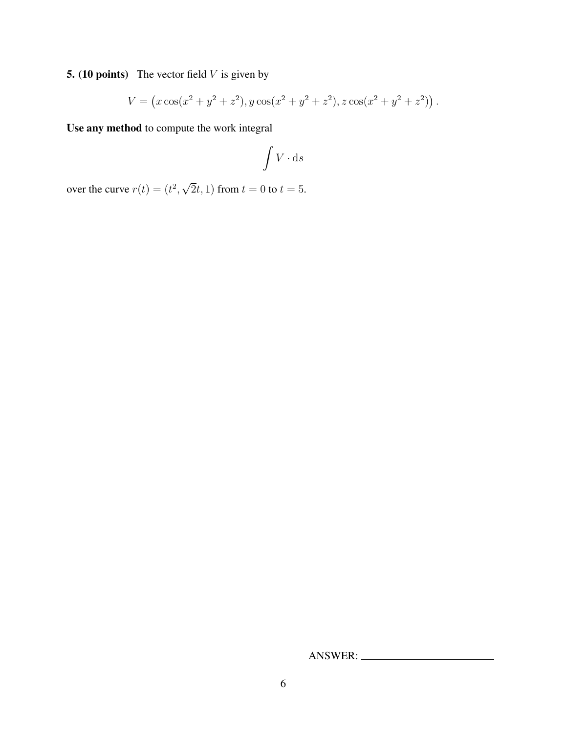**5. (10 points)** The vector field $V$ is given by

$$V = \left(x\cos(x^2+y^2+z^2), y\cos(x^2+y^2+z^2), z\cos(x^2+y^2+z^2)\right).$$

**Use any method** to compute the work integral

$$\int V \cdot \mathrm{d}s$$

over the curve $r(t) = (t^2, \sqrt{2}t, 1)$ from $t = 0$ to $t = 5$.

ANSWER: \_\_\_\_\_\_\_\_\_\_\_\_\_\_\_\_\_\_\_\_\_\_\_\_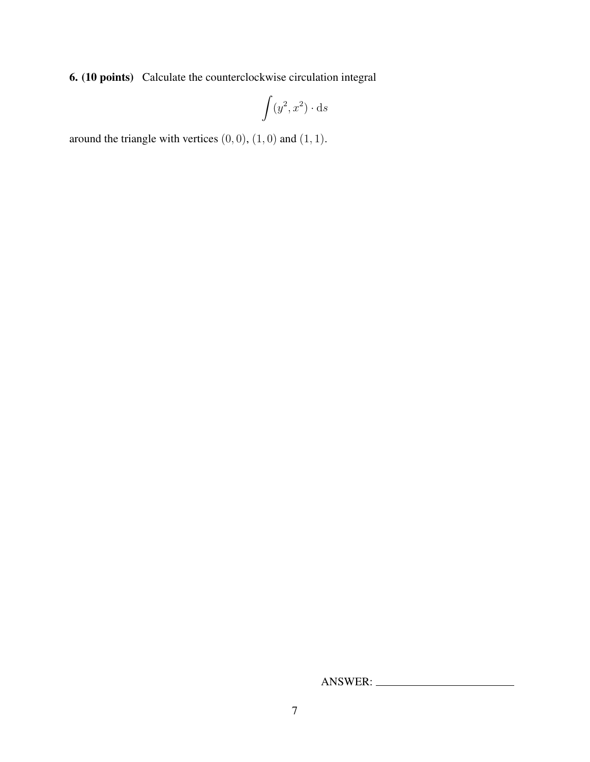**6. (10 points)** Calculate the counterclockwise circulation integral

$$\int (y^2, x^2) \cdot \mathrm{d}s$$

around the triangle with vertices $(0, 0)$, $(1, 0)$ and $(1, 1)$.

ANSWER: ________________________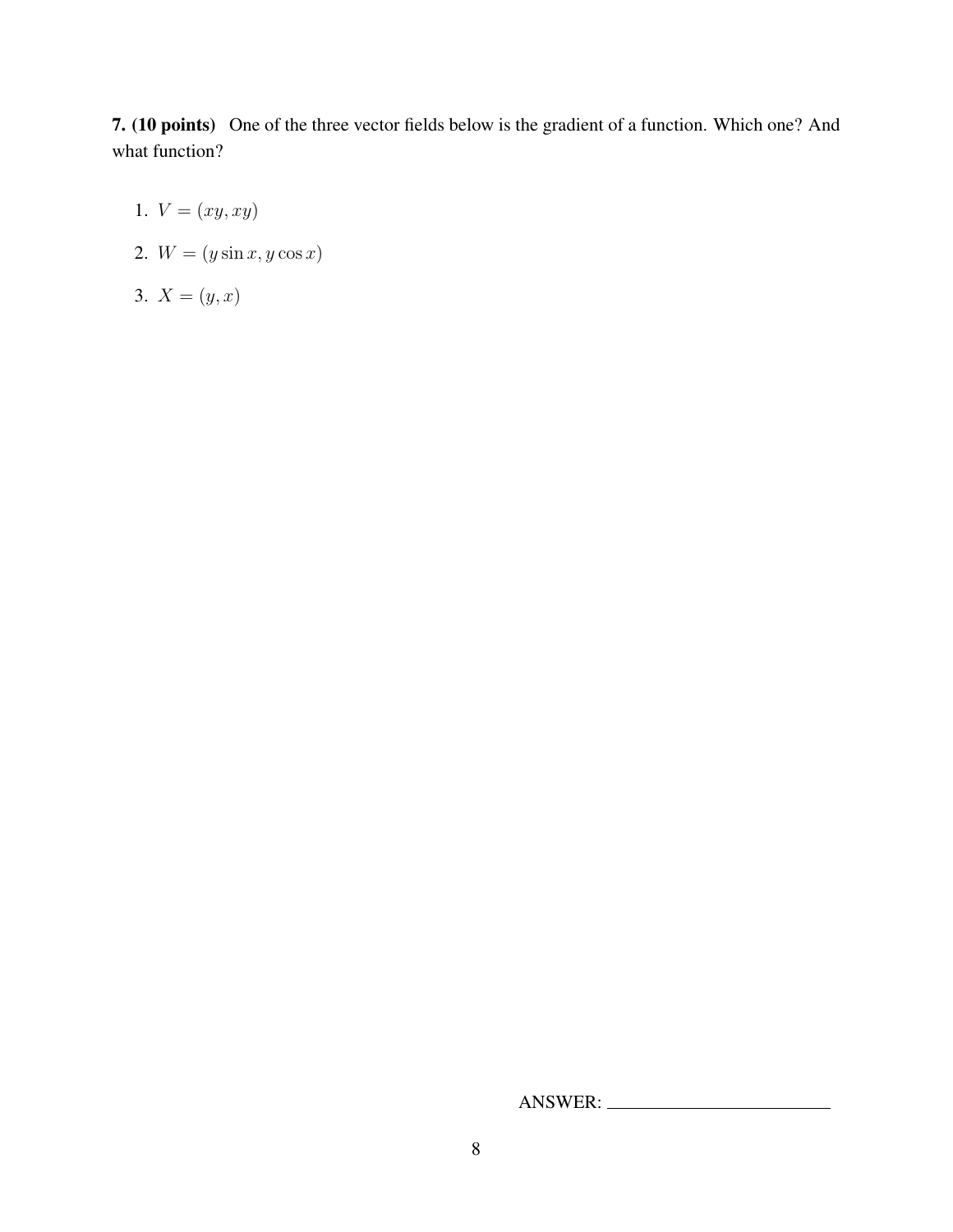**7. (10 points)** One of the three vector fields below is the gradient of a function. Which one? And what function?

1. $V = (xy, xy)$
2. $W = (y \sin x, y \cos x)$
3. $X = (y, x)$

ANSWER: ______________________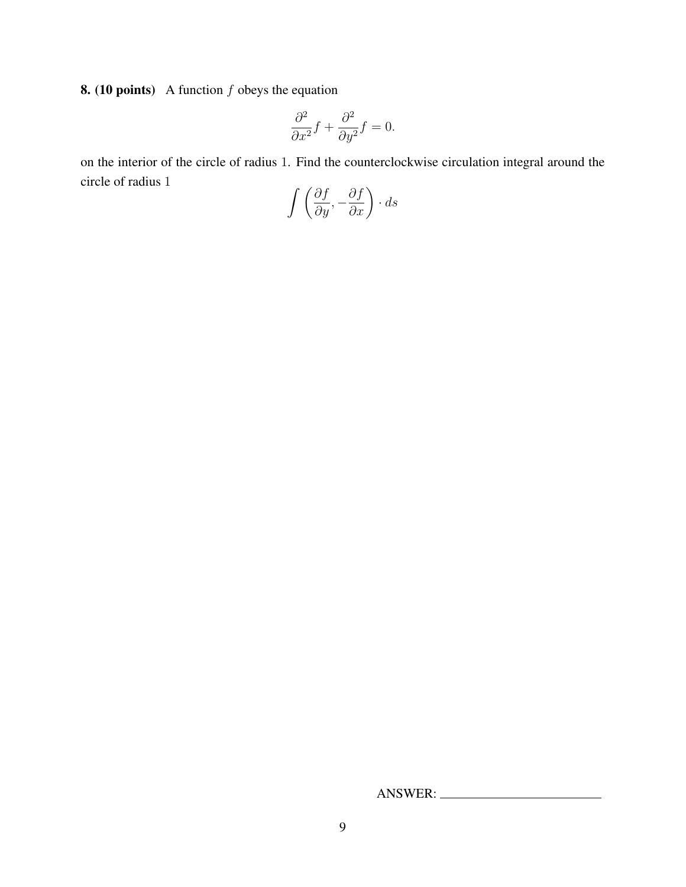**8. (10 points)** A function $f$ obeys the equation

$$\frac{\partial^2}{\partial x^2} f + \frac{\partial^2}{\partial y^2} f = 0.$$

on the interior of the circle of radius 1. Find the counterclockwise circulation integral around the circle of radius 1

$$\int \left( \frac{\partial f}{\partial y}, -\frac{\partial f}{\partial x} \right) \cdot ds$$

ANSWER: ________________________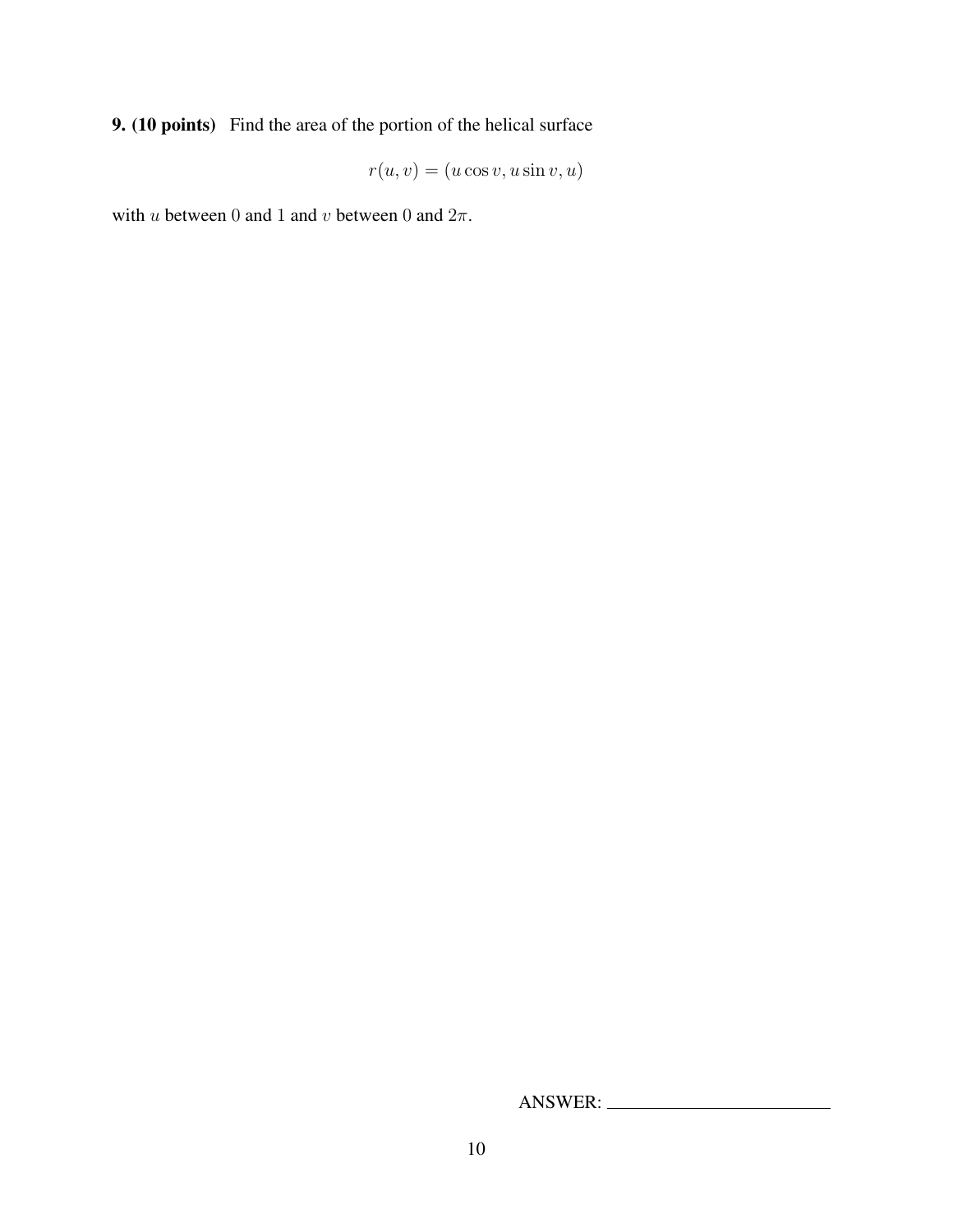**9. (10 points)** Find the area of the portion of the helical surface

$$r(u, v) = (u \cos v, u \sin v, u)$$

with $u$ between $0$ and $1$ and $v$ between $0$ and $2\pi$.

ANSWER: \_\_\_\_\_\_\_\_\_\_\_\_\_\_\_\_\_\_\_\_\_\_\_\_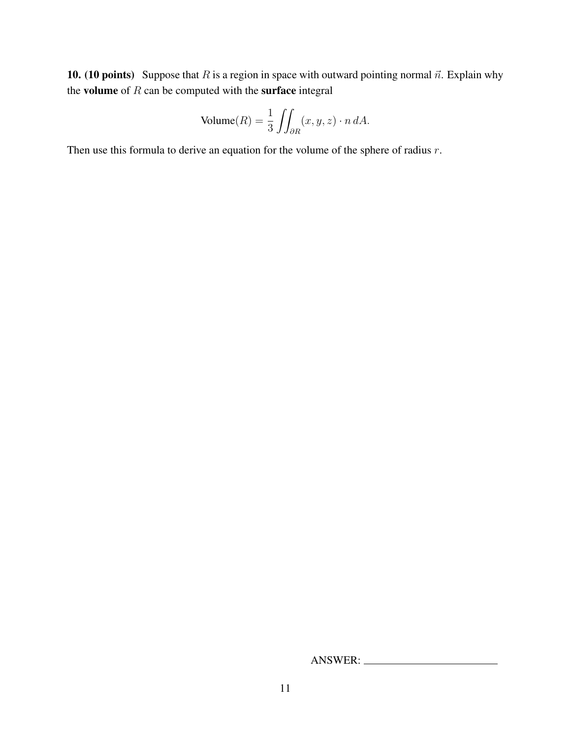**10. (10 points)** Suppose that $R$ is a region in space with outward pointing normal $\vec{n}$. Explain why the **volume** of $R$ can be computed with the **surface** integral

$$\text{Volume}(R) = \frac{1}{3} \iint_{\partial R} (x, y, z) \cdot n \, dA.$$

Then use this formula to derive an equation for the volume of the sphere of radius $r$.

ANSWER: ________________________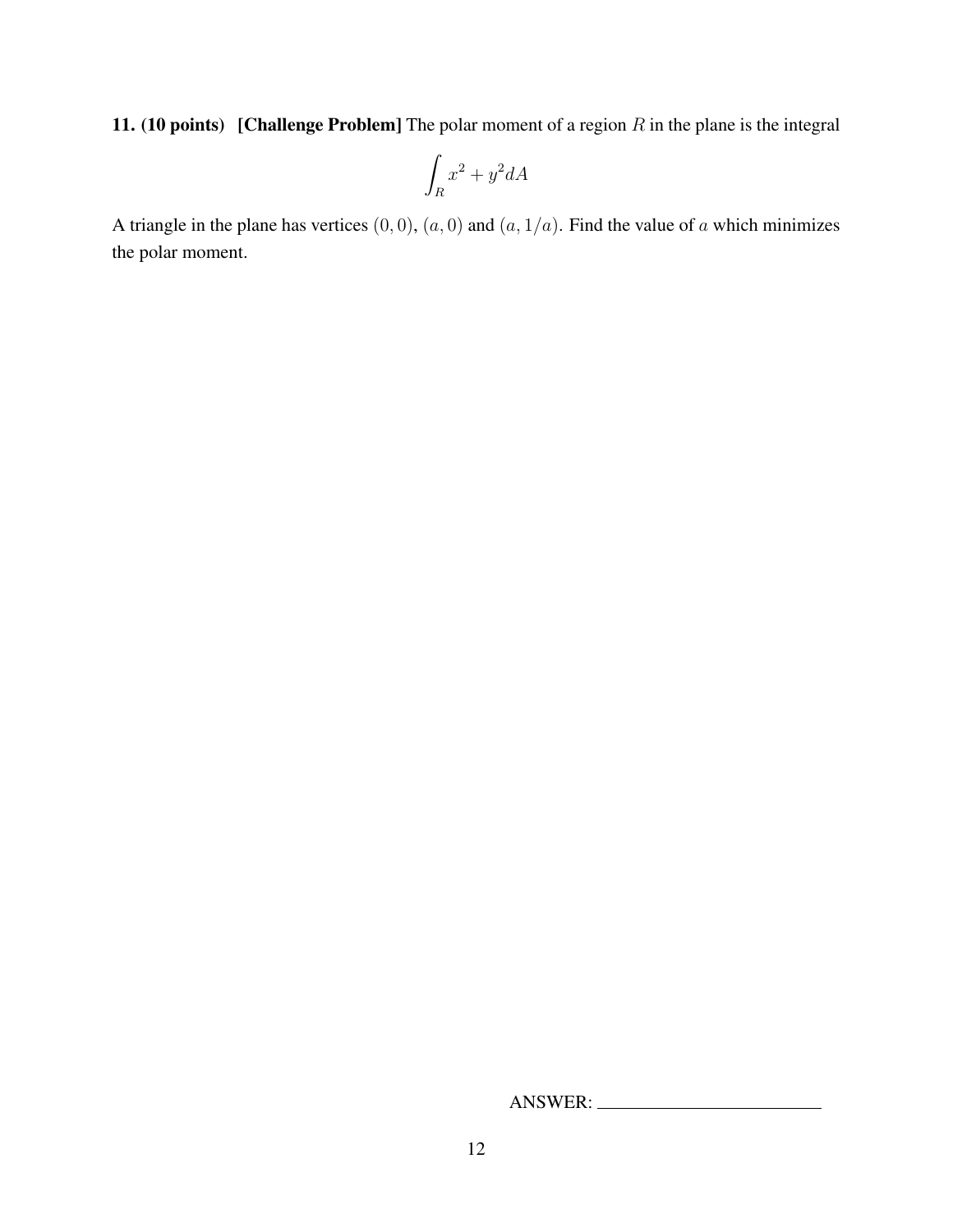**11. (10 points) [Challenge Problem]** The polar moment of a region $R$ in the plane is the integral

$$\int_R x^2 + y^2 dA$$

A triangle in the plane has vertices $(0,0)$, $(a,0)$ and $(a,1/a)$. Find the value of $a$ which minimizes the polar moment.

ANSWER: ________________________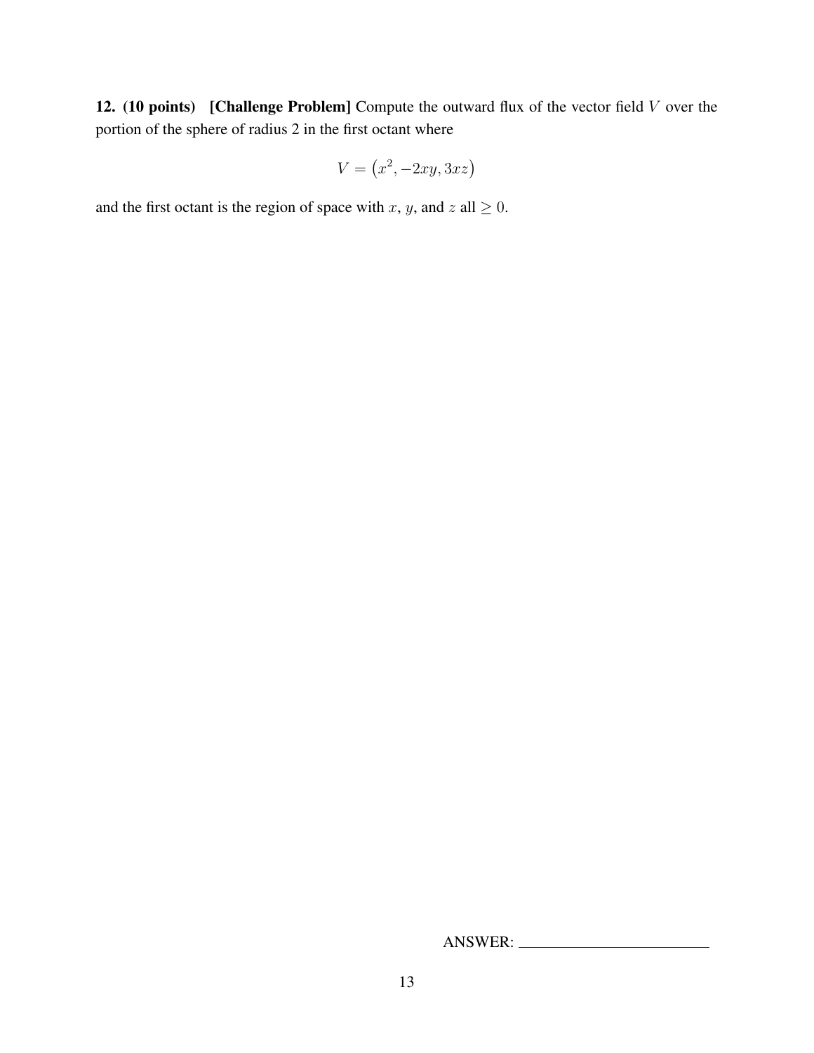**12. (10 points) [Challenge Problem]** Compute the outward flux of the vector field $V$ over the portion of the sphere of radius 2 in the first octant where

$$V = \left(x^2, -2xy, 3xz\right)$$

and the first octant is the region of space with $x$, $y$, and $z$ all $\geq 0$.

ANSWER: \_\_\_\_\_\_\_\_\_\_\_\_\_\_\_\_\_\_\_\_\_\_\_\_